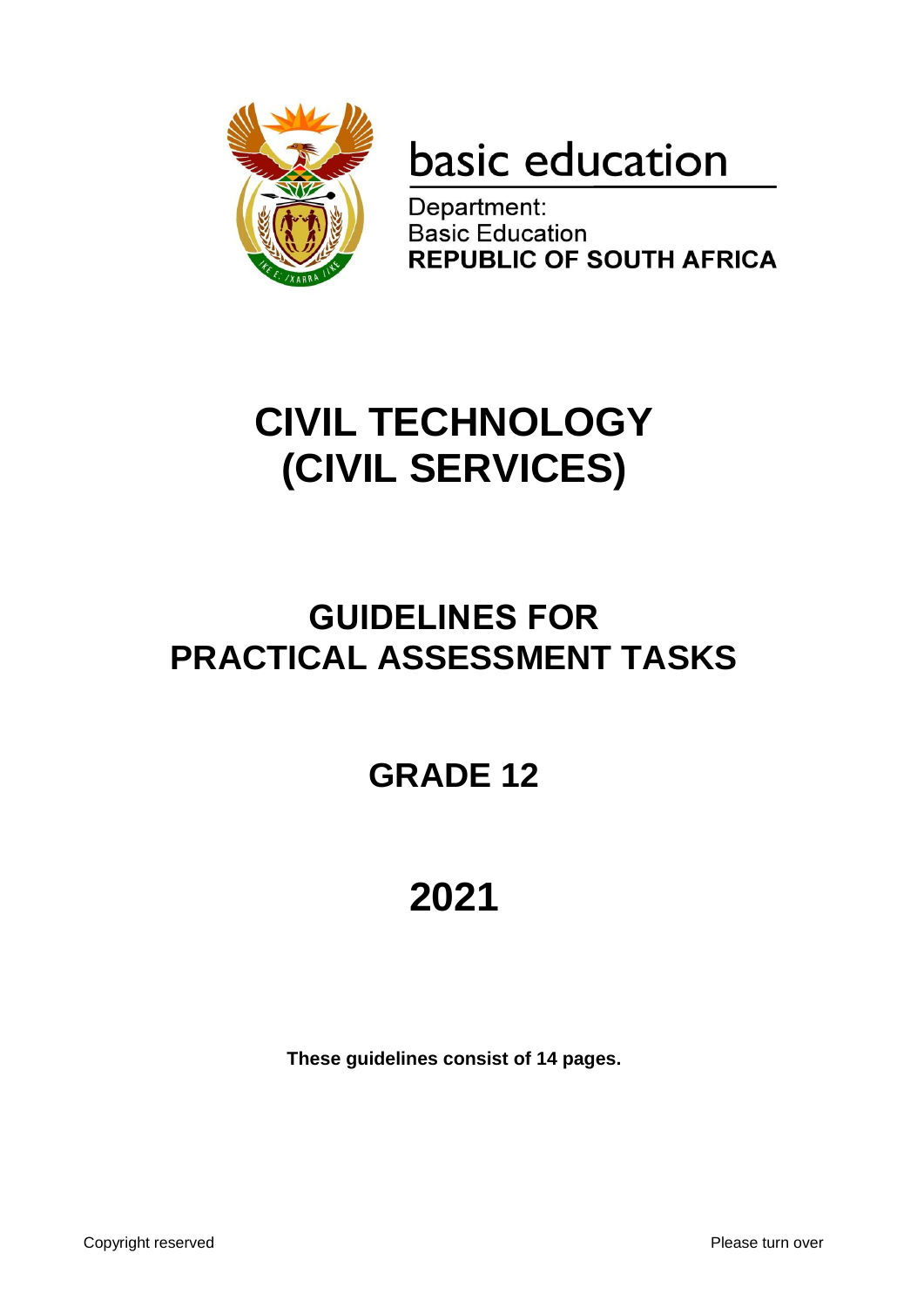basic education

Department:
Basic Education
**REPUBLIC OF SOUTH AFRICA**

# CIVIL TECHNOLOGY (CIVIL SERVICES)

## GUIDELINES FOR PRACTICAL ASSESSMENT TASKS

## GRADE 12

## 2021

**These guidelines consist of 14 pages.**

Copyright reserved

Please turn over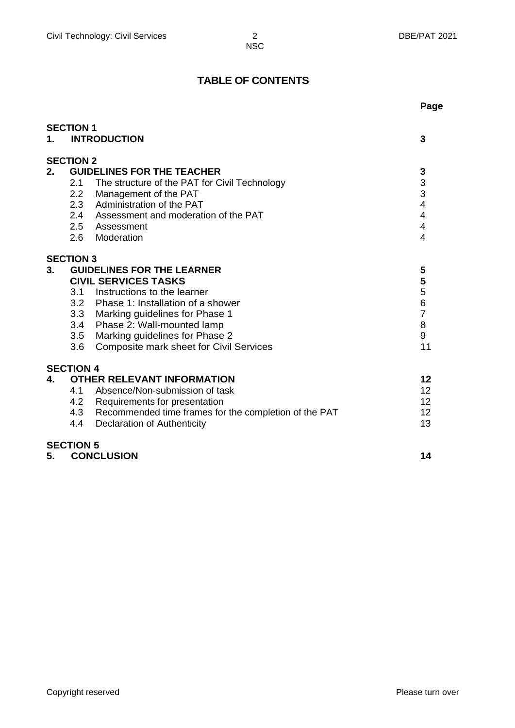# TABLE OF CONTENTS

| | | Page |
|---|---|---|
| **SECTION 1** | | |
| **1.** | **INTRODUCTION** | **3** |
| **SECTION 2** | | |
| **2.** | **GUIDELINES FOR THE TEACHER** | **3** |
| 2.1 | The structure of the PAT for Civil Technology | 3 |
| 2.2 | Management of the PAT | 3 |
| 2.3 | Administration of the PAT | 4 |
| 2.4 | Assessment and moderation of the PAT | 4 |
| 2.5 | Assessment | 4 |
| 2.6 | Moderation | 4 |
| **SECTION 3** | | |
| **3.** | **GUIDELINES FOR THE LEARNER** | **5** |
| | **CIVIL SERVICES TASKS** | **5** |
| 3.1 | Instructions to the learner | 5 |
| 3.2 | Phase 1: Installation of a shower | 6 |
| 3.3 | Marking guidelines for Phase 1 | 7 |
| 3.4 | Phase 2: Wall-mounted lamp | 8 |
| 3.5 | Marking guidelines for Phase 2 | 9 |
| 3.6 | Composite mark sheet for Civil Services | 11 |
| **SECTION 4** | | |
| **4.** | **OTHER RELEVANT INFORMATION** | **12** |
| 4.1 | Absence/Non-submission of task | 12 |
| 4.2 | Requirements for presentation | 12 |
| 4.3 | Recommended time frames for the completion of the PAT | 12 |
| 4.4 | Declaration of Authenticity | 13 |
| **SECTION 5** | | |
| **5.** | **CONCLUSION** | **14** |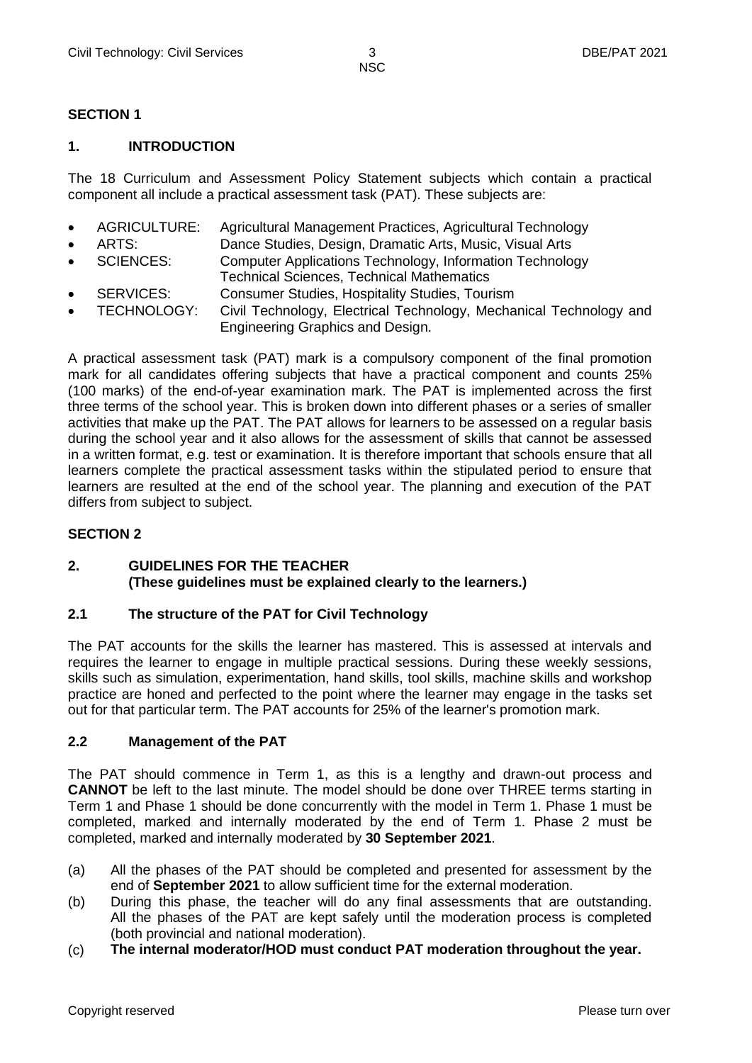## SECTION 1

### 1. INTRODUCTION

The 18 Curriculum and Assessment Policy Statement subjects which contain a practical component all include a practical assessment task (PAT). These subjects are:

- AGRICULTURE: Agricultural Management Practices, Agricultural Technology
- ARTS: Dance Studies, Design, Dramatic Arts, Music, Visual Arts
- SCIENCES: Computer Applications Technology, Information Technology Technical Sciences, Technical Mathematics
- SERVICES: Consumer Studies, Hospitality Studies, Tourism
- TECHNOLOGY: Civil Technology, Electrical Technology, Mechanical Technology and Engineering Graphics and Design.

A practical assessment task (PAT) mark is a compulsory component of the final promotion mark for all candidates offering subjects that have a practical component and counts 25% (100 marks) of the end-of-year examination mark. The PAT is implemented across the first three terms of the school year. This is broken down into different phases or a series of smaller activities that make up the PAT. The PAT allows for learners to be assessed on a regular basis during the school year and it also allows for the assessment of skills that cannot be assessed in a written format, e.g. test or examination. It is therefore important that schools ensure that all learners complete the practical assessment tasks within the stipulated period to ensure that learners are resulted at the end of the school year. The planning and execution of the PAT differs from subject to subject.

## SECTION 2

### 2. GUIDELINES FOR THE TEACHER
**(These guidelines must be explained clearly to the learners.)**

#### 2.1 The structure of the PAT for Civil Technology

The PAT accounts for the skills the learner has mastered. This is assessed at intervals and requires the learner to engage in multiple practical sessions. During these weekly sessions, skills such as simulation, experimentation, hand skills, tool skills, machine skills and workshop practice are honed and perfected to the point where the learner may engage in the tasks set out for that particular term. The PAT accounts for 25% of the learner's promotion mark.

#### 2.2 Management of the PAT

The PAT should commence in Term 1, as this is a lengthy and drawn-out process and **CANNOT** be left to the last minute. The model should be done over THREE terms starting in Term 1 and Phase 1 should be done concurrently with the model in Term 1. Phase 1 must be completed, marked and internally moderated by the end of Term 1. Phase 2 must be completed, marked and internally moderated by **30 September 2021**.

(a) All the phases of the PAT should be completed and presented for assessment by the end of **September 2021** to allow sufficient time for the external moderation.

(b) During this phase, the teacher will do any final assessments that are outstanding. All the phases of the PAT are kept safely until the moderation process is completed (both provincial and national moderation).

(c) **The internal moderator/HOD must conduct PAT moderation throughout the year.**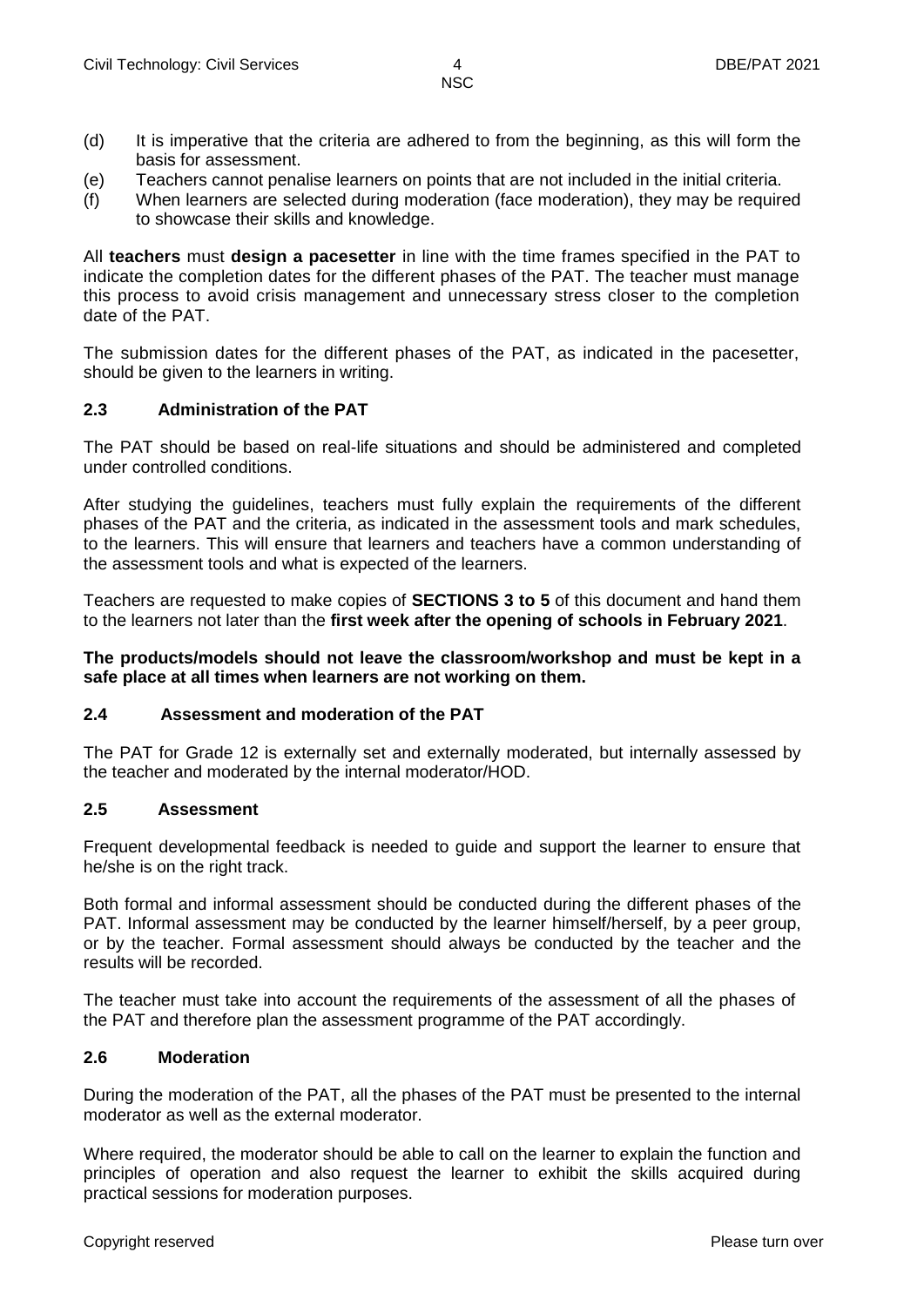(d) It is imperative that the criteria are adhered to from the beginning, as this will form the basis for assessment.

(e) Teachers cannot penalise learners on points that are not included in the initial criteria.

(f) When learners are selected during moderation (face moderation), they may be required to showcase their skills and knowledge.

All **teachers** must **design a pacesetter** in line with the time frames specified in the PAT to indicate the completion dates for the different phases of the PAT. The teacher must manage this process to avoid crisis management and unnecessary stress closer to the completion date of the PAT.

The submission dates for the different phases of the PAT, as indicated in the pacesetter, should be given to the learners in writing.

### 2.3 Administration of the PAT

The PAT should be based on real-life situations and should be administered and completed under controlled conditions.

After studying the guidelines, teachers must fully explain the requirements of the different phases of the PAT and the criteria, as indicated in the assessment tools and mark schedules, to the learners. This will ensure that learners and teachers have a common understanding of the assessment tools and what is expected of the learners.

Teachers are requested to make copies of **SECTIONS 3 to 5** of this document and hand them to the learners not later than the **first week after the opening of schools in February 2021**.

**The products/models should not leave the classroom/workshop and must be kept in a safe place at all times when learners are not working on them.**

### 2.4 Assessment and moderation of the PAT

The PAT for Grade 12 is externally set and externally moderated, but internally assessed by the teacher and moderated by the internal moderator/HOD.

### 2.5 Assessment

Frequent developmental feedback is needed to guide and support the learner to ensure that he/she is on the right track.

Both formal and informal assessment should be conducted during the different phases of the PAT. Informal assessment may be conducted by the learner himself/herself, by a peer group, or by the teacher. Formal assessment should always be conducted by the teacher and the results will be recorded.

The teacher must take into account the requirements of the assessment of all the phases of the PAT and therefore plan the assessment programme of the PAT accordingly.

### 2.6 Moderation

During the moderation of the PAT, all the phases of the PAT must be presented to the internal moderator as well as the external moderator.

Where required, the moderator should be able to call on the learner to explain the function and principles of operation and also request the learner to exhibit the skills acquired during practical sessions for moderation purposes.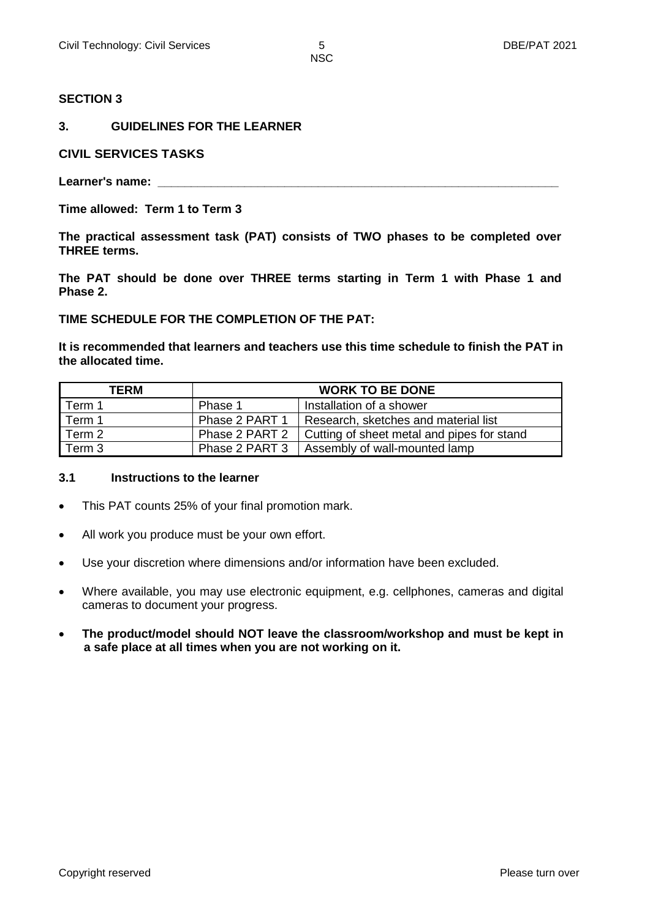**SECTION 3**

## 3. GUIDELINES FOR THE LEARNER

**CIVIL SERVICES TASKS**

**Learner's name: \_\_\_\_\_\_\_\_\_\_\_\_\_\_\_\_\_\_\_\_\_\_\_\_\_\_\_\_\_\_\_\_\_\_\_\_\_\_\_\_\_\_\_\_\_\_\_\_\_\_\_\_\_\_\_\_\_\_\_\_**

**Time allowed: Term 1 to Term 3**

**The practical assessment task (PAT) consists of TWO phases to be completed over THREE terms.**

**The PAT should be done over THREE terms starting in Term 1 with Phase 1 and Phase 2.**

**TIME SCHEDULE FOR THE COMPLETION OF THE PAT:**

**It is recommended that learners and teachers use this time schedule to finish the PAT in the allocated time.**

| TERM | WORK TO BE DONE | |
|---|---|---|
| Term 1 | Phase 1 | Installation of a shower |
| Term 1 | Phase 2 PART 1 | Research, sketches and material list |
| Term 2 | Phase 2 PART 2 | Cutting of sheet metal and pipes for stand |
| Term 3 | Phase 2 PART 3 | Assembly of wall-mounted lamp |

### 3.1 Instructions to the learner

- This PAT counts 25% of your final promotion mark.
- All work you produce must be your own effort.
- Use your discretion where dimensions and/or information have been excluded.
- Where available, you may use electronic equipment, e.g. cellphones, cameras and digital cameras to document your progress.
- **The product/model should NOT leave the classroom/workshop and must be kept in a safe place at all times when you are not working on it.**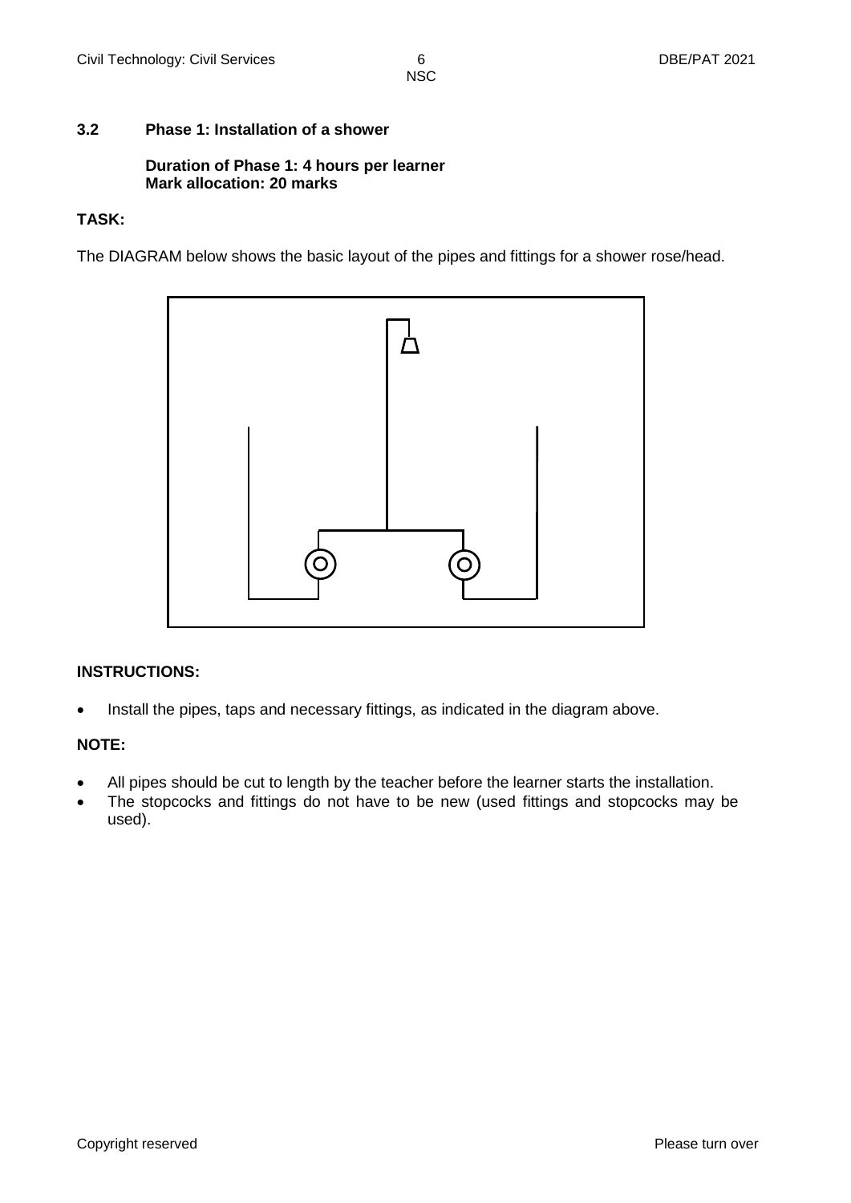### 3.2 Phase 1: Installation of a shower

**Duration of Phase 1: 4 hours per learner**
**Mark allocation: 20 marks**

**TASK:**

The DIAGRAM below shows the basic layout of the pipes and fittings for a shower rose/head.

**INSTRUCTIONS:**

- Install the pipes, taps and necessary fittings, as indicated in the diagram above.

**NOTE:**

- All pipes should be cut to length by the teacher before the learner starts the installation.
- The stopcocks and fittings do not have to be new (used fittings and stopcocks may be used).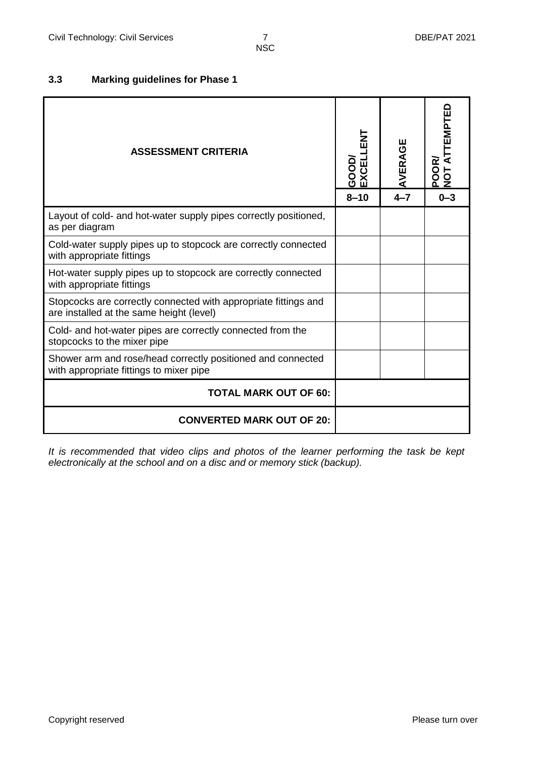### 3.3 Marking guidelines for Phase 1

| ASSESSMENT CRITERIA | GOOD/ EXCELLENT 8–10 | AVERAGE 4–7 | POOR/ NOT ATTEMPTED 0–3 |
|---|---|---|---|
| Layout of cold- and hot-water supply pipes correctly positioned, as per diagram | | | |
| Cold-water supply pipes up to stopcock are correctly connected with appropriate fittings | | | |
| Hot-water supply pipes up to stopcock are correctly connected with appropriate fittings | | | |
| Stopcocks are correctly connected with appropriate fittings and are installed at the same height (level) | | | |
| Cold- and hot-water pipes are correctly connected from the stopcocks to the mixer pipe | | | |
| Shower arm and rose/head correctly positioned and connected with appropriate fittings to mixer pipe | | | |
| **TOTAL MARK OUT OF 60:** | | | |
| **CONVERTED MARK OUT OF 20:** | | | |

*It is recommended that video clips and photos of the learner performing the task be kept electronically at the school and on a disc and or memory stick (backup).*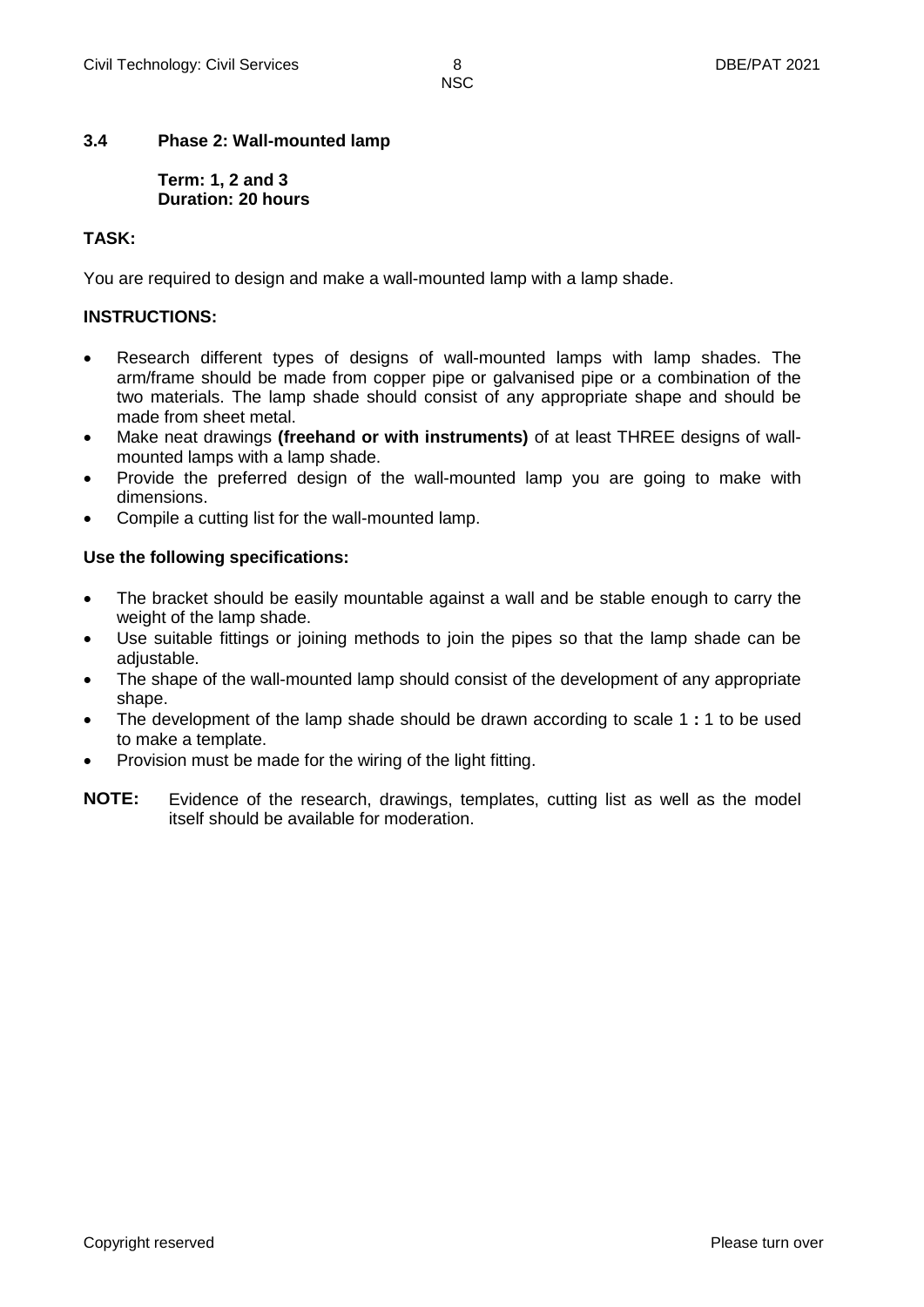## 3.4 Phase 2: Wall-mounted lamp

**Term: 1, 2 and 3**
**Duration: 20 hours**

**TASK:**

You are required to design and make a wall-mounted lamp with a lamp shade.

**INSTRUCTIONS:**

- Research different types of designs of wall-mounted lamps with lamp shades. The arm/frame should be made from copper pipe or galvanised pipe or a combination of the two materials. The lamp shade should consist of any appropriate shape and should be made from sheet metal.
- Make neat drawings **(freehand or with instruments)** of at least THREE designs of wall-mounted lamps with a lamp shade.
- Provide the preferred design of the wall-mounted lamp you are going to make with dimensions.
- Compile a cutting list for the wall-mounted lamp.

**Use the following specifications:**

- The bracket should be easily mountable against a wall and be stable enough to carry the weight of the lamp shade.
- Use suitable fittings or joining methods to join the pipes so that the lamp shade can be adjustable.
- The shape of the wall-mounted lamp should consist of the development of any appropriate shape.
- The development of the lamp shade should be drawn according to scale 1 **:** 1 to be used to make a template.
- Provision must be made for the wiring of the light fitting.

**NOTE:** Evidence of the research, drawings, templates, cutting list as well as the model itself should be available for moderation.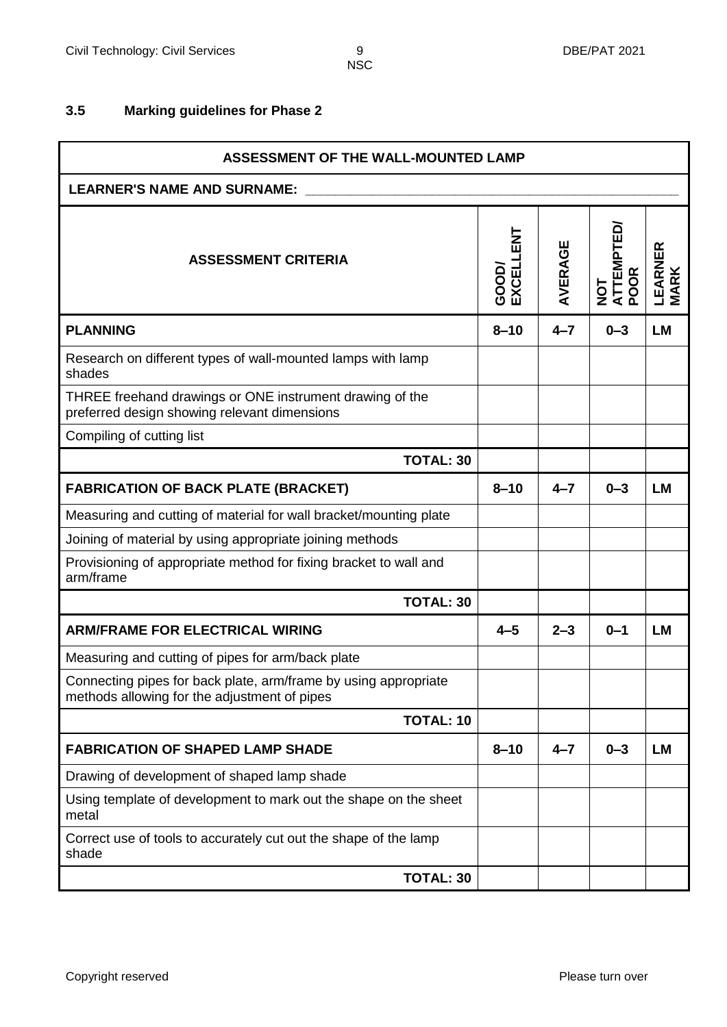## 3.5 Marking guidelines for Phase 2

| ASSESSMENT OF THE WALL-MOUNTED LAMP | | | | |
|---|---|---|---|---|
| **LEARNER'S NAME AND SURNAME:** ______________________ | | | | |
| **ASSESSMENT CRITERIA** | **GOOD/ EXCELLENT** | **AVERAGE** | **NOT ATTEMPTED/ POOR** | **LEARNER MARK** |
| **PLANNING** | **8–10** | **4–7** | **0–3** | **LM** |
| Research on different types of wall-mounted lamps with lamp shades | | | | |
| THREE freehand drawings or ONE instrument drawing of the preferred design showing relevant dimensions | | | | |
| Compiling of cutting list | | | | |
| **TOTAL: 30** | | | | |
| **FABRICATION OF BACK PLATE (BRACKET)** | **8–10** | **4–7** | **0–3** | **LM** |
| Measuring and cutting of material for wall bracket/mounting plate | | | | |
| Joining of material by using appropriate joining methods | | | | |
| Provisioning of appropriate method for fixing bracket to wall and arm/frame | | | | |
| **TOTAL: 30** | | | | |
| **ARM/FRAME FOR ELECTRICAL WIRING** | **4–5** | **2–3** | **0–1** | **LM** |
| Measuring and cutting of pipes for arm/back plate | | | | |
| Connecting pipes for back plate, arm/frame by using appropriate methods allowing for the adjustment of pipes | | | | |
| **TOTAL: 10** | | | | |
| **FABRICATION OF SHAPED LAMP SHADE** | **8–10** | **4–7** | **0–3** | **LM** |
| Drawing of development of shaped lamp shade | | | | |
| Using template of development to mark out the shape on the sheet metal | | | | |
| Correct use of tools to accurately cut out the shape of the lamp shade | | | | |
| **TOTAL: 30** | | | | |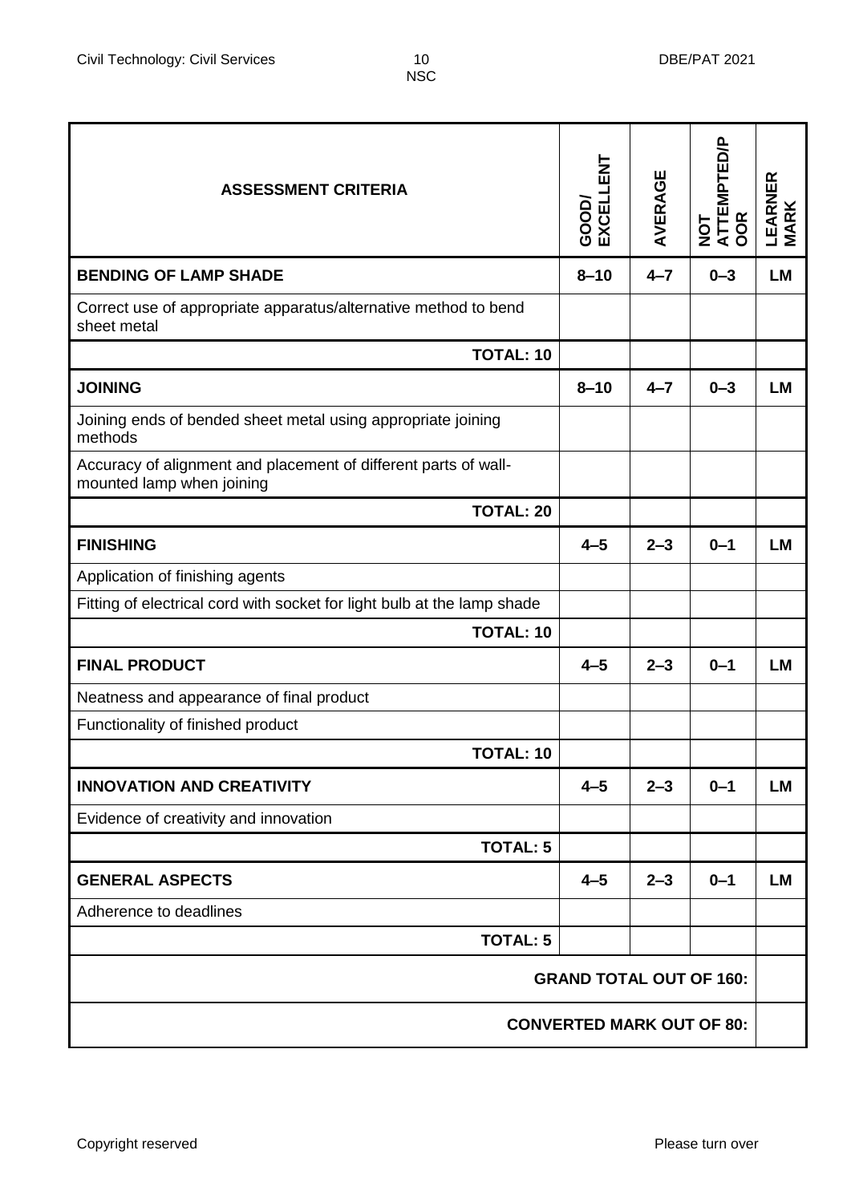| ASSESSMENT CRITERIA | GOOD/ EXCELLENT | AVERAGE | NOT ATTEMPTED/POOR | LEARNER MARK |
|---|---|---|---|---|
| **BENDING OF LAMP SHADE** | **8–10** | **4–7** | **0–3** | **LM** |
| Correct use of appropriate apparatus/alternative method to bend sheet metal | | | | |
| **TOTAL: 10** | | | | |
| **JOINING** | **8–10** | **4–7** | **0–3** | **LM** |
| Joining ends of bended sheet metal using appropriate joining methods | | | | |
| Accuracy of alignment and placement of different parts of wall-mounted lamp when joining | | | | |
| **TOTAL: 20** | | | | |
| **FINISHING** | **4–5** | **2–3** | **0–1** | **LM** |
| Application of finishing agents | | | | |
| Fitting of electrical cord with socket for light bulb at the lamp shade | | | | |
| **TOTAL: 10** | | | | |
| **FINAL PRODUCT** | **4–5** | **2–3** | **0–1** | **LM** |
| Neatness and appearance of final product | | | | |
| Functionality of finished product | | | | |
| **TOTAL: 10** | | | | |
| **INNOVATION AND CREATIVITY** | **4–5** | **2–3** | **0–1** | **LM** |
| Evidence of creativity and innovation | | | | |
| **TOTAL: 5** | | | | |
| **GENERAL ASPECTS** | **4–5** | **2–3** | **0–1** | **LM** |
| Adherence to deadlines | | | | |
| **TOTAL: 5** | | | | |
| **GRAND TOTAL OUT OF 160:** | | | | |
| **CONVERTED MARK OUT OF 80:** | | | | |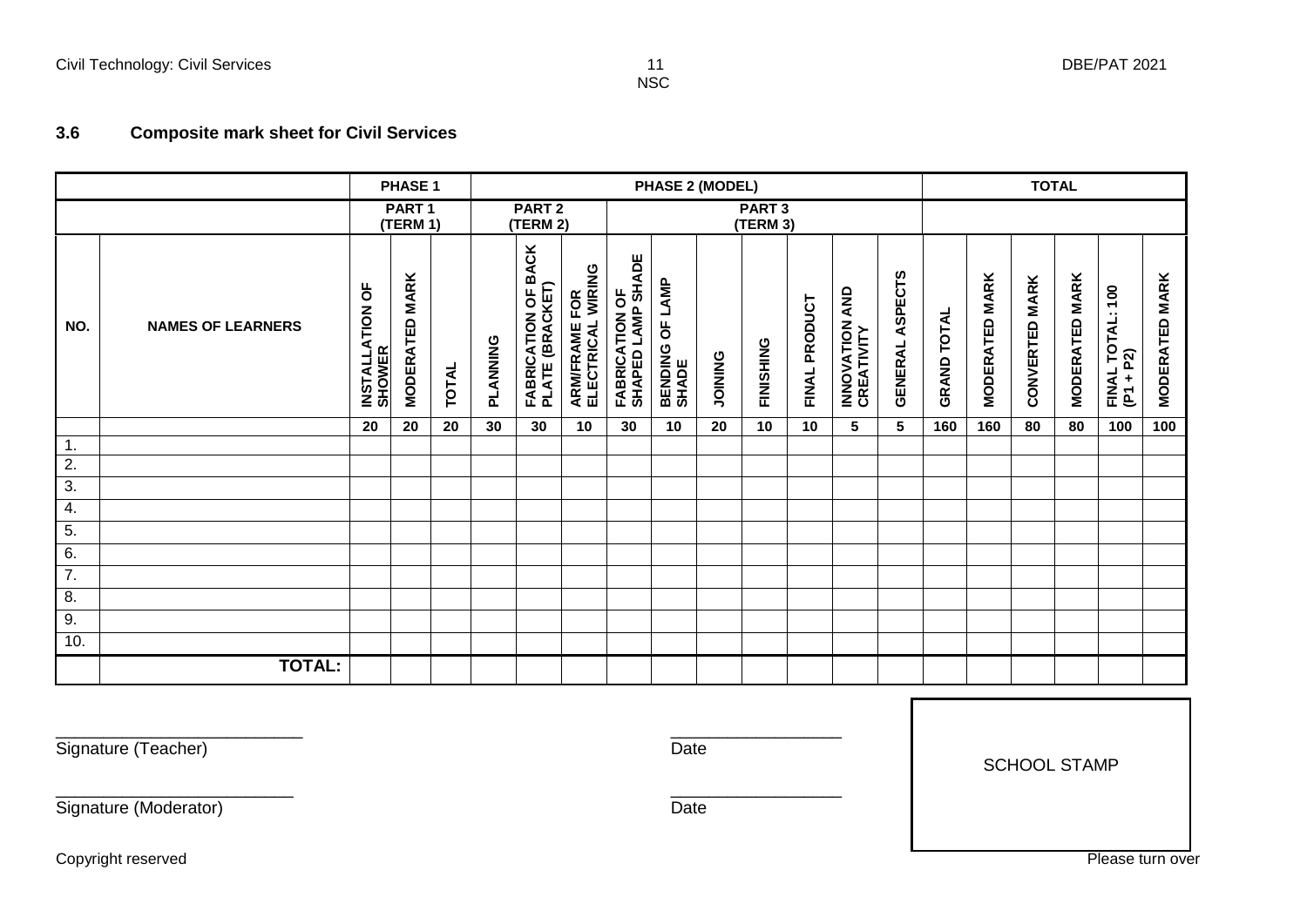### 3.6 Composite mark sheet for Civil Services

| | | PHASE 1 | | | PHASE 2 (MODEL) | | | | | | | | | | | TOTAL | | | | | |
|---|---|---|---|---|---|---|---|---|---|---|---|---|---|---|---|---|---|---|---|---|---|
| | | PART 1 (TERM 1) | | | PART 2 (TERM 2) | | | PART 3 (TERM 3) | | | | | | | | | | | | | |
| NO. | NAMES OF LEARNERS | INSTALLATION OF SHOWER | MODERATED MARK | TOTAL | PLANNING | FABRICATION OF BACK PLATE (BRACKET) | ARM/FRAME FOR ELECTRICAL WIRING | FABRICATION OF SHAPED LAMP SHADE | BENDING OF LAMP SHADE | JOINING | FINISHING | FINAL PRODUCT | INNOVATION AND CREATIVITY | GENERAL ASPECTS | GRAND TOTAL | MODERATED MARK | CONVERTED MARK | MODERATED MARK | FINAL TOTAL: 100 (P1 + P2) | MODERATED MARK |
| | | 20 | 20 | 20 | 30 | 30 | 10 | 30 | 10 | 20 | 10 | 10 | 5 | 5 | 160 | 160 | 80 | 80 | 100 | 100 |
| 1. | | | | | | | | | | | | | | | | | | | | |
| 2. | | | | | | | | | | | | | | | | | | | | |
| 3. | | | | | | | | | | | | | | | | | | | | |
| 4. | | | | | | | | | | | | | | | | | | | | |
| 5. | | | | | | | | | | | | | | | | | | | | |
| 6. | | | | | | | | | | | | | | | | | | | | |
| 7. | | | | | | | | | | | | | | | | | | | | |
| 8. | | | | | | | | | | | | | | | | | | | | |
| 9. | | | | | | | | | | | | | | | | | | | | |
| 10. | | | | | | | | | | | | | | | | | | | | |
| | **TOTAL:** | | | | | | | | | | | | | | | | | | | |

___________________________
Signature (Teacher)

___________________
Date

___________________________
Signature (Moderator)

___________________
Date

SCHOOL STAMP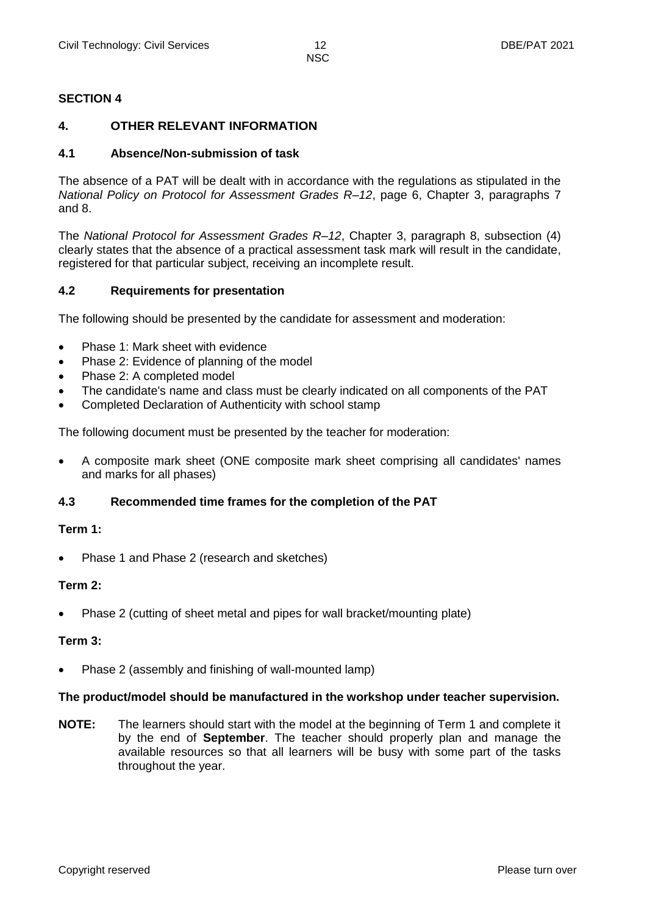## SECTION 4

### 4. OTHER RELEVANT INFORMATION

### 4.1 Absence/Non-submission of task

The absence of a PAT will be dealt with in accordance with the regulations as stipulated in the *National Policy on Protocol for Assessment Grades R–12*, page 6, Chapter 3, paragraphs 7 and 8.

The *National Protocol for Assessment Grades R–12*, Chapter 3, paragraph 8, subsection (4) clearly states that the absence of a practical assessment task mark will result in the candidate, registered for that particular subject, receiving an incomplete result.

### 4.2 Requirements for presentation

The following should be presented by the candidate for assessment and moderation:

- Phase 1: Mark sheet with evidence
- Phase 2: Evidence of planning of the model
- Phase 2: A completed model
- The candidate's name and class must be clearly indicated on all components of the PAT
- Completed Declaration of Authenticity with school stamp

The following document must be presented by the teacher for moderation:

- A composite mark sheet (ONE composite mark sheet comprising all candidates' names and marks for all phases)

### 4.3 Recommended time frames for the completion of the PAT

**Term 1:**

- Phase 1 and Phase 2 (research and sketches)

**Term 2:**

- Phase 2 (cutting of sheet metal and pipes for wall bracket/mounting plate)

**Term 3:**

- Phase 2 (assembly and finishing of wall-mounted lamp)

**The product/model should be manufactured in the workshop under teacher supervision.**

**NOTE:** The learners should start with the model at the beginning of Term 1 and complete it by the end of **September**. The teacher should properly plan and manage the available resources so that all learners will be busy with some part of the tasks throughout the year.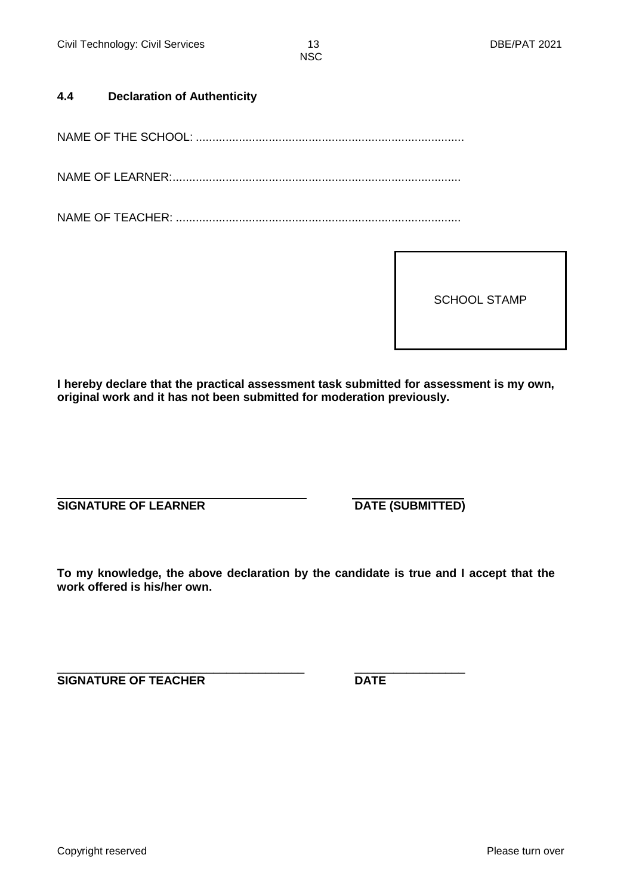### 4.4 Declaration of Authenticity

NAME OF THE SCHOOL: ...................................................................................

NAME OF LEARNER:.........................................................................................

NAME OF TEACHER: ........................................................................................

SCHOOL STAMP

**I hereby declare that the practical assessment task submitted for assessment is my own, original work and it has not been submitted for moderation previously.**

\_\_\_\_\_\_\_\_\_\_\_\_\_\_\_\_\_\_\_\_\_\_\_\_\_\_\_\_\_\_\_\_\_\_\_\_\_\_\_\_ \_\_\_\_\_\_\_\_\_\_\_\_\_\_\_\_\_\_

**SIGNATURE OF LEARNER** **DATE (SUBMITTED)**

**To my knowledge, the above declaration by the candidate is true and I accept that the work offered is his/her own.**

\_\_\_\_\_\_\_\_\_\_\_\_\_\_\_\_\_\_\_\_\_\_\_\_\_\_\_\_\_\_\_\_\_\_\_\_\_\_\_\_ \_\_\_\_\_\_\_\_\_\_\_\_\_\_\_\_\_\_

**SIGNATURE OF TEACHER** **DATE**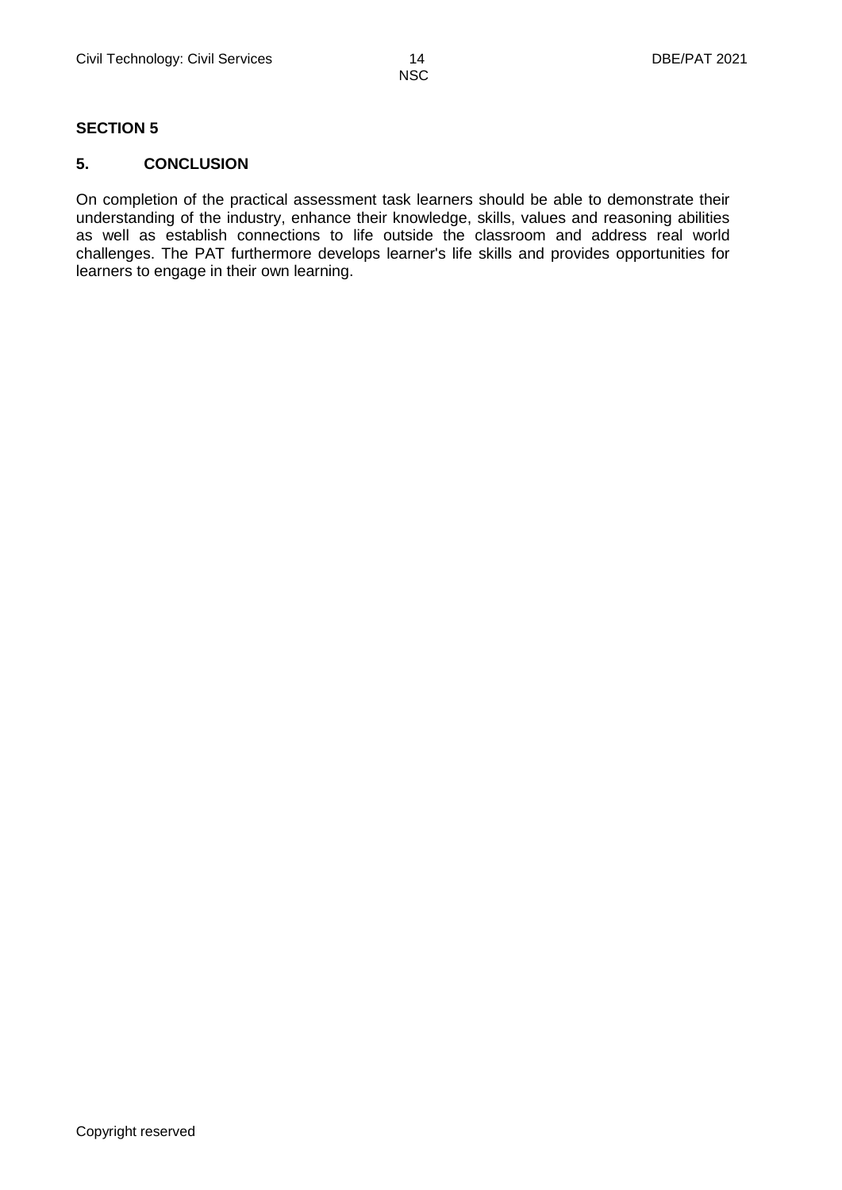## SECTION 5

### 5. CONCLUSION

On completion of the practical assessment task learners should be able to demonstrate their understanding of the industry, enhance their knowledge, skills, values and reasoning abilities as well as establish connections to life outside the classroom and address real world challenges. The PAT furthermore develops learner's life skills and provides opportunities for learners to engage in their own learning.